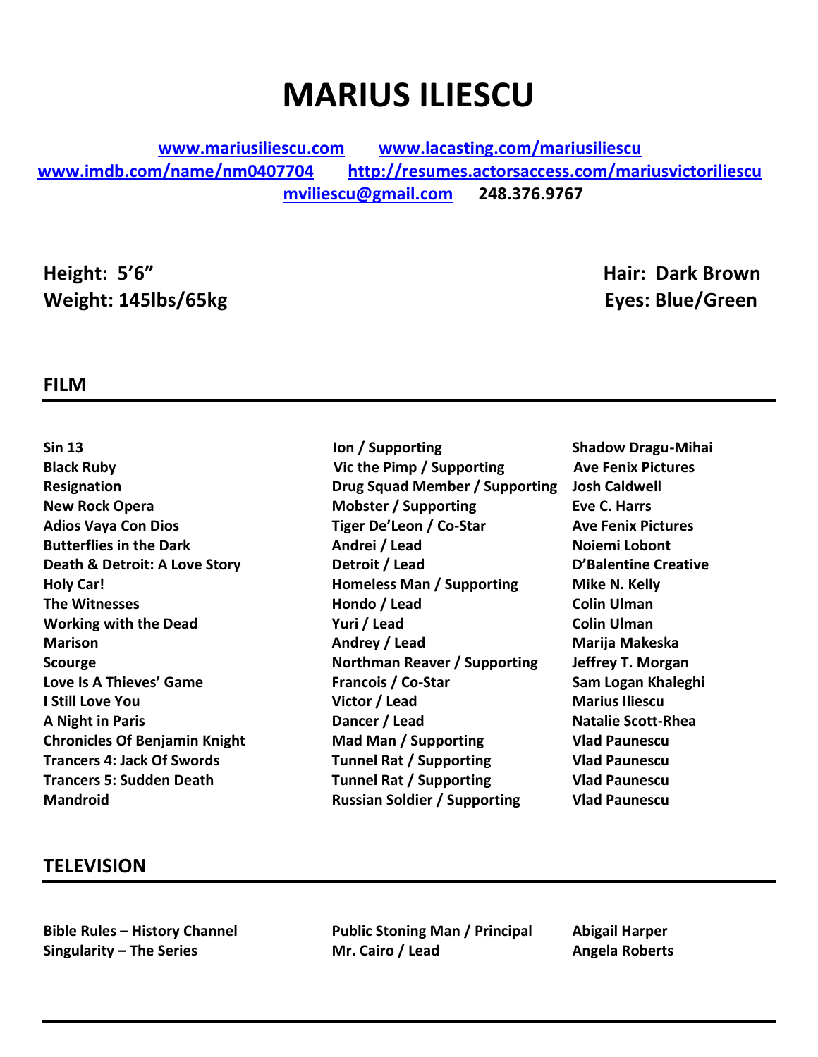# MARIUS ILIESCU

www.mariusiliescu.com www.lacasting.com/mariusiliescu
www.imdb.com/name/nm0407704 http://resumes.actorsaccess.com/mariusvictoriliescu
mviliescu@gmail.com **248.376.9767**

**Height: 5'6"** **Hair: Dark Brown**
**Weight: 145lbs/65kg** **Eyes: Blue/Green**

## FILM

| | | |
|---|---|---|
| **Sin 13** | **Ion / Supporting** | **Shadow Dragu-Mihai** |
| **Black Ruby** | **Vic the Pimp / Supporting** | **Ave Fenix Pictures** |
| **Resignation** | **Drug Squad Member / Supporting** | **Josh Caldwell** |
| **New Rock Opera** | **Mobster / Supporting** | **Eve C. Harrs** |
| **Adios Vaya Con Dios** | **Tiger De'Leon / Co-Star** | **Ave Fenix Pictures** |
| **Butterflies in the Dark** | **Andrei / Lead** | **Noiemi Lobont** |
| **Death & Detroit: A Love Story** | **Detroit / Lead** | **D'Balentine Creative** |
| **Holy Car!** | **Homeless Man / Supporting** | **Mike N. Kelly** |
| **The Witnesses** | **Hondo / Lead** | **Colin Ulman** |
| **Working with the Dead** | **Yuri / Lead** | **Colin Ulman** |
| **Marison** | **Andrey / Lead** | **Marija Makeska** |
| **Scourge** | **Northman Reaver / Supporting** | **Jeffrey T. Morgan** |
| **Love Is A Thieves' Game** | **Francois / Co-Star** | **Sam Logan Khaleghi** |
| **I Still Love You** | **Victor / Lead** | **Marius Iliescu** |
| **A Night in Paris** | **Dancer / Lead** | **Natalie Scott-Rhea** |
| **Chronicles Of Benjamin Knight** | **Mad Man / Supporting** | **Vlad Paunescu** |
| **Trancers 4: Jack Of Swords** | **Tunnel Rat / Supporting** | **Vlad Paunescu** |
| **Trancers 5: Sudden Death** | **Tunnel Rat / Supporting** | **Vlad Paunescu** |
| **Mandroid** | **Russian Soldier / Supporting** | **Vlad Paunescu** |

## TELEVISION

| | | |
|---|---|---|
| **Bible Rules – History Channel** | **Public Stoning Man / Principal** | **Abigail Harper** |
| **Singularity – The Series** | **Mr. Cairo / Lead** | **Angela Roberts** |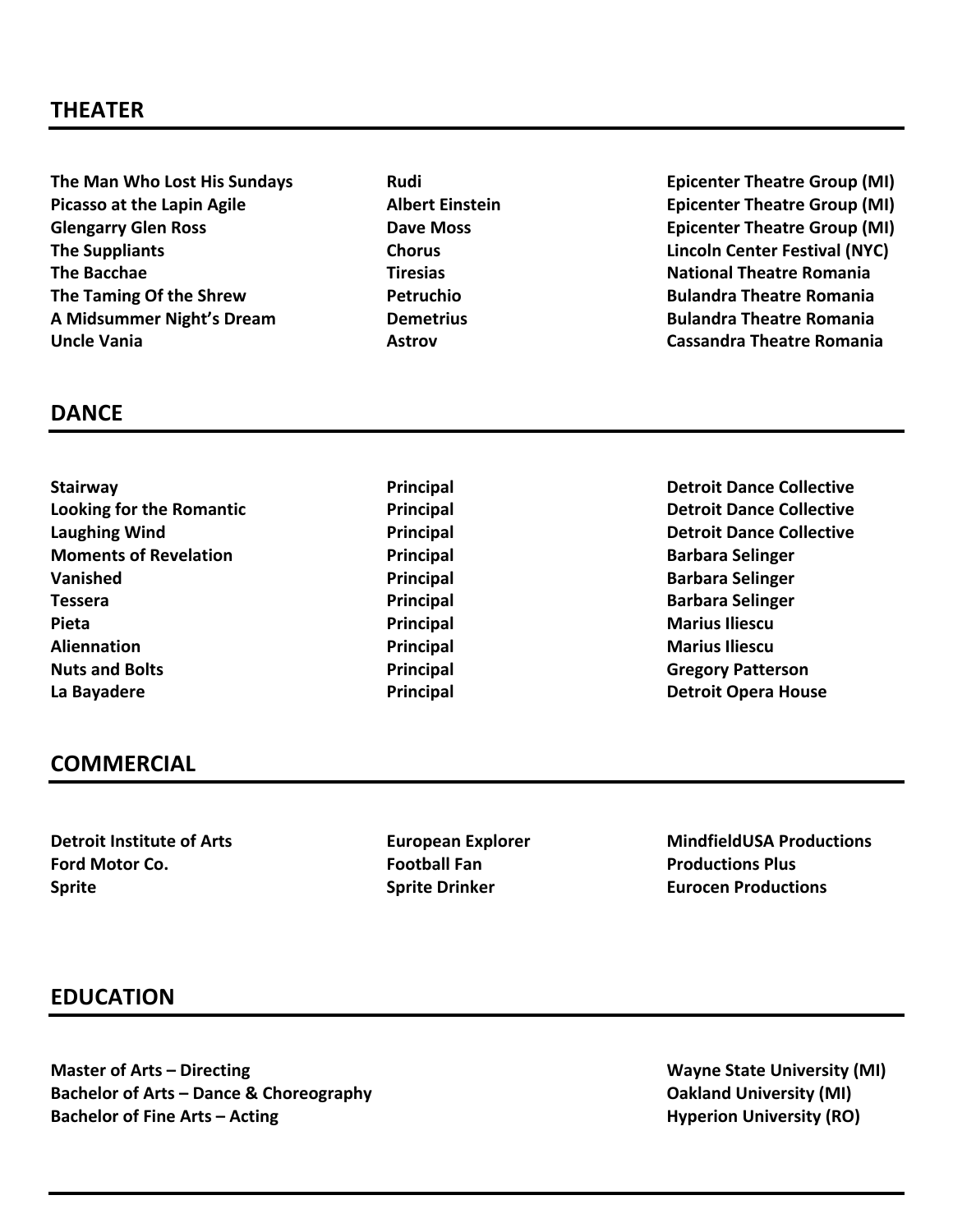## THEATER

| | | |
|---|---|---|
| **The Man Who Lost His Sundays** | **Rudi** | **Epicenter Theatre Group (MI)** |
| **Picasso at the Lapin Agile** | **Albert Einstein** | **Epicenter Theatre Group (MI)** |
| **Glengarry Glen Ross** | **Dave Moss** | **Epicenter Theatre Group (MI)** |
| **The Suppliants** | **Chorus** | **Lincoln Center Festival (NYC)** |
| **The Bacchae** | **Tiresias** | **National Theatre Romania** |
| **The Taming Of the Shrew** | **Petruchio** | **Bulandra Theatre Romania** |
| **A Midsummer Night's Dream** | **Demetrius** | **Bulandra Theatre Romania** |
| **Uncle Vania** | **Astrov** | **Cassandra Theatre Romania** |

## DANCE

| | | |
|---|---|---|
| **Stairway** | **Principal** | **Detroit Dance Collective** |
| **Looking for the Romantic** | **Principal** | **Detroit Dance Collective** |
| **Laughing Wind** | **Principal** | **Detroit Dance Collective** |
| **Moments of Revelation** | **Principal** | **Barbara Selinger** |
| **Vanished** | **Principal** | **Barbara Selinger** |
| **Tessera** | **Principal** | **Barbara Selinger** |
| **Pieta** | **Principal** | **Marius Iliescu** |
| **Aliennation** | **Principal** | **Marius Iliescu** |
| **Nuts and Bolts** | **Principal** | **Gregory Patterson** |
| **La Bayadere** | **Principal** | **Detroit Opera House** |

## COMMERCIAL

| | | |
|---|---|---|
| **Detroit Institute of Arts** | **European Explorer** | **MindfieldUSA Productions** |
| **Ford Motor Co.** | **Football Fan** | **Productions Plus** |
| **Sprite** | **Sprite Drinker** | **Eurocen Productions** |

## EDUCATION

| | |
|---|---|
| **Master of Arts – Directing** | **Wayne State University (MI)** |
| **Bachelor of Arts – Dance & Choreography** | **Oakland University (MI)** |
| **Bachelor of Fine Arts – Acting** | **Hyperion University (RO)** |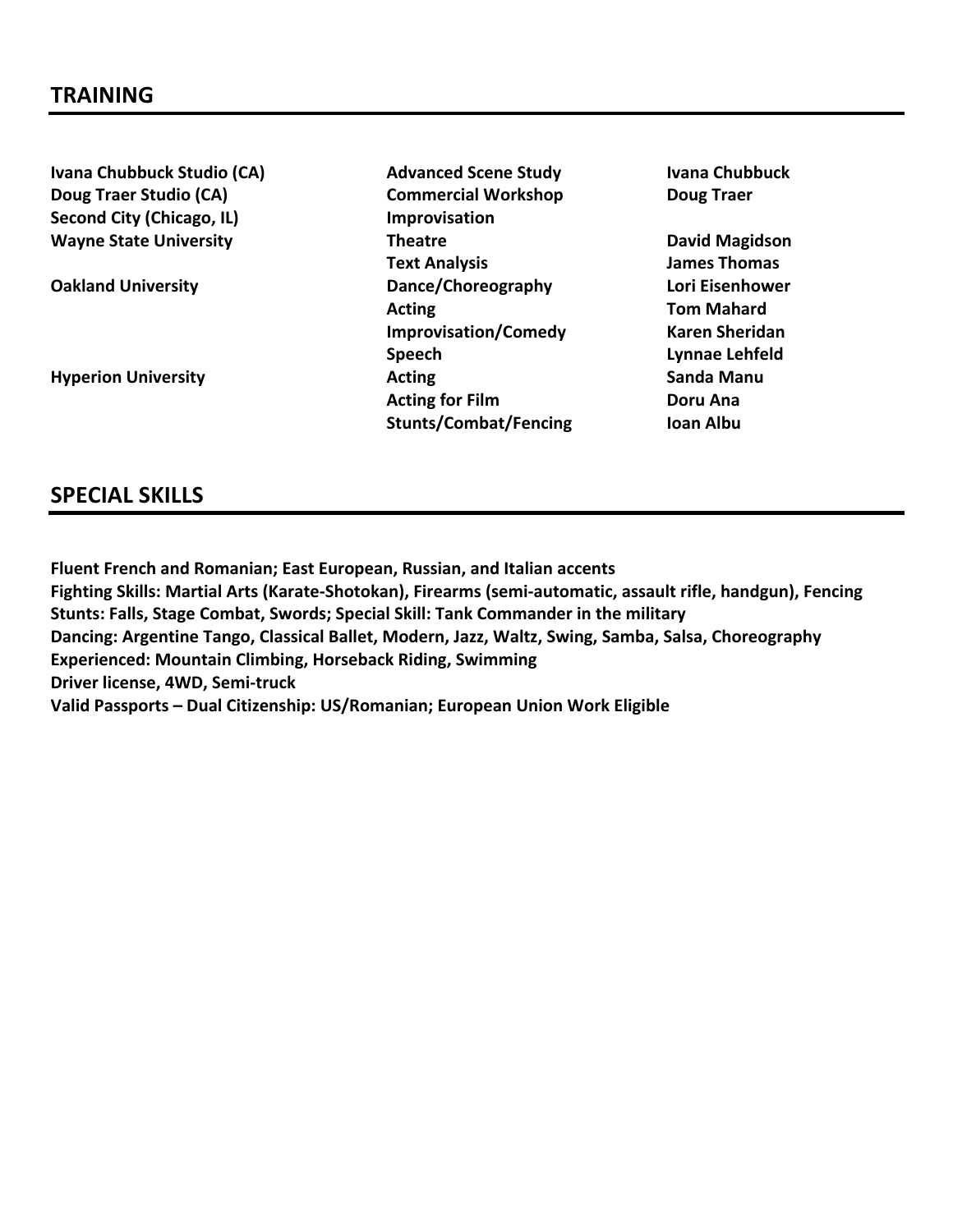## TRAINING

| | | |
|---|---|---|
| **Ivana Chubbuck Studio (CA)** | **Advanced Scene Study** | **Ivana Chubbuck** |
| **Doug Traer Studio (CA)** | **Commercial Workshop** | **Doug Traer** |
| **Second City (Chicago, IL)** | **Improvisation** | |
| **Wayne State University** | **Theatre** | **David Magidson** |
| | **Text Analysis** | **James Thomas** |
| **Oakland University** | **Dance/Choreography** | **Lori Eisenhower** |
| | **Acting** | **Tom Mahard** |
| | **Improvisation/Comedy** | **Karen Sheridan** |
| | **Speech** | **Lynnae Lehfeld** |
| **Hyperion University** | **Acting** | **Sanda Manu** |
| | **Acting for Film** | **Doru Ana** |
| | **Stunts/Combat/Fencing** | **Ioan Albu** |

## SPECIAL SKILLS

**Fluent French and Romanian; East European, Russian, and Italian accents**
**Fighting Skills: Martial Arts (Karate-Shotokan), Firearms (semi-automatic, assault rifle, handgun), Fencing**
**Stunts: Falls, Stage Combat, Swords; Special Skill: Tank Commander in the military**
**Dancing: Argentine Tango, Classical Ballet, Modern, Jazz, Waltz, Swing, Samba, Salsa, Choreography**
**Experienced: Mountain Climbing, Horseback Riding, Swimming**
**Driver license, 4WD, Semi-truck**
**Valid Passports – Dual Citizenship: US/Romanian; European Union Work Eligible**